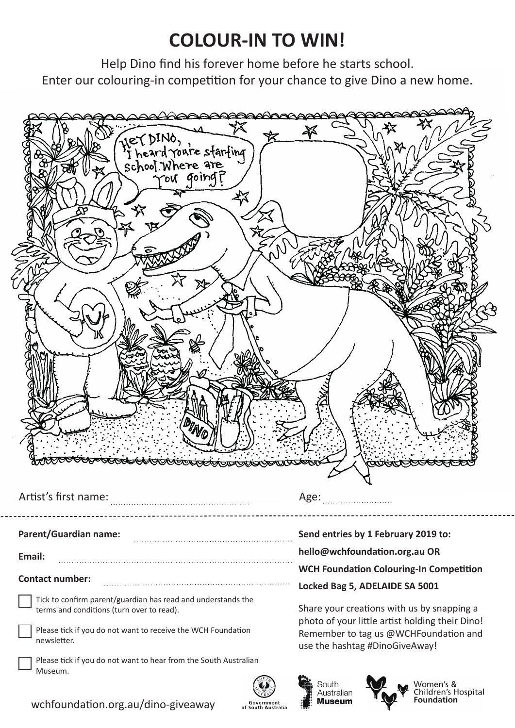# COLOUR-IN TO WIN!

Help Dino find his forever home before he starts school.
Enter our colouring-in competition for your chance to give Dino a new home.

Artist's first name: ............................................ Age: ......................

**Parent/Guardian name:** ............................................

**Email:** ............................................

**Contact number:** ............................................

☐ Tick to confirm parent/guardian has read and understands the terms and conditions (turn over to read).

☐ Please tick if you do not want to receive the WCH Foundation newsletter.

☐ Please tick if you do not want to hear from the South Australian Museum.

**Send entries by 1 February 2019 to:**

**hello@wchfoundation.org.au OR**

**WCH Foundation Colouring-In Competition**

**Locked Bag 5, ADELAIDE SA 5001**

Share your creations with us by snapping a photo of your little artist holding their Dino! Remember to tag us @WCHFoundation and use the hashtag #DinoGiveAway!

wchfoundation.org.au/dino-giveaway

Government of South Australia

South Australian Museum

Women's & Children's Hospital Foundation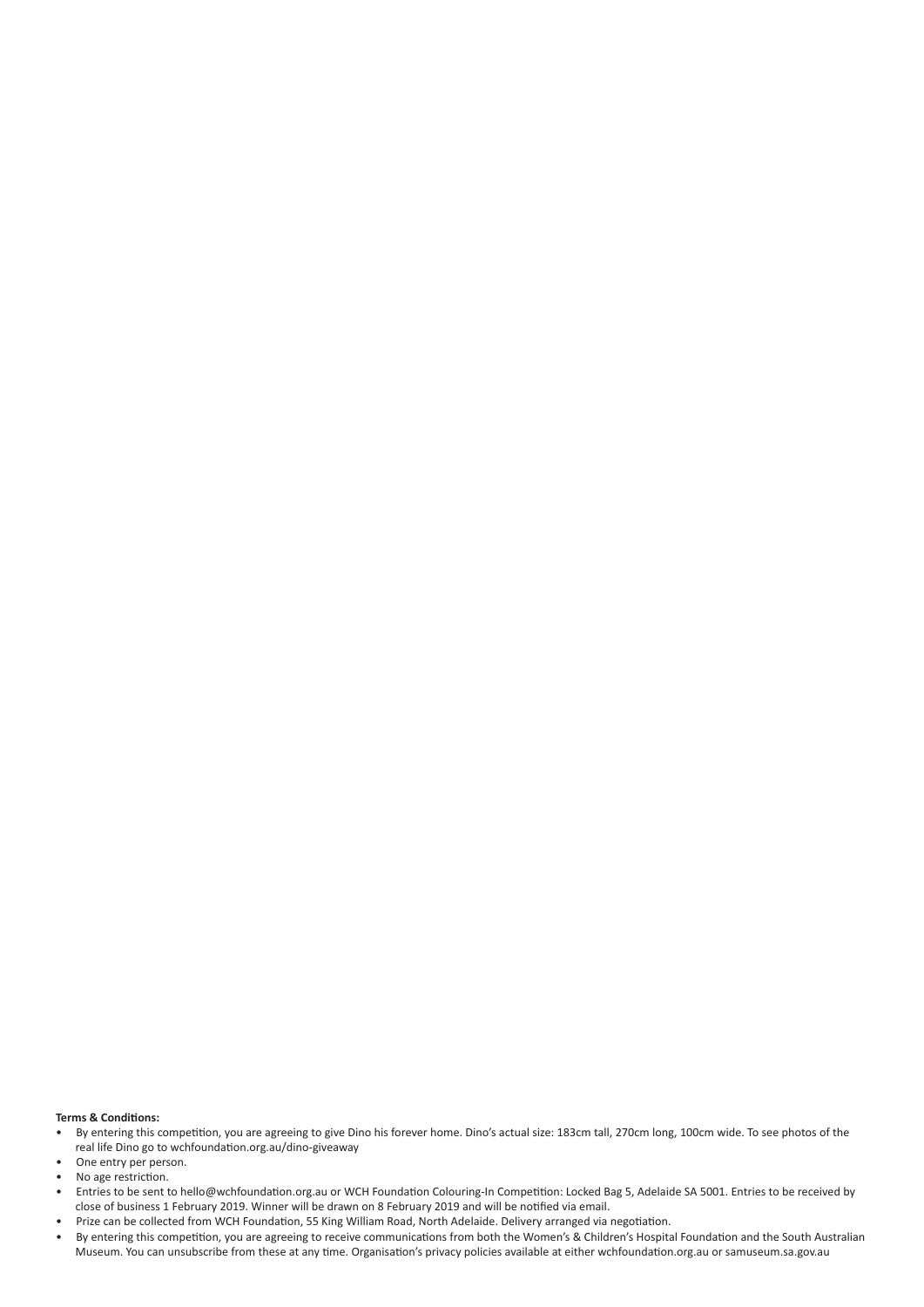**Terms & Conditions:**

- By entering this competition, you are agreeing to give Dino his forever home. Dino's actual size: 183cm tall, 270cm long, 100cm wide. To see photos of the real life Dino go to wchfoundation.org.au/dino-giveaway
- One entry per person.
- No age restriction.
- Entries to be sent to hello@wchfoundation.org.au or WCH Foundation Colouring-In Competition: Locked Bag 5, Adelaide SA 5001. Entries to be received by close of business 1 February 2019. Winner will be drawn on 8 February 2019 and will be notified via email.
- Prize can be collected from WCH Foundation, 55 King William Road, North Adelaide. Delivery arranged via negotiation.
- By entering this competition, you are agreeing to receive communications from both the Women's & Children's Hospital Foundation and the South Australian Museum. You can unsubscribe from these at any time. Organisation's privacy policies available at either wchfoundation.org.au or samuseum.sa.gov.au